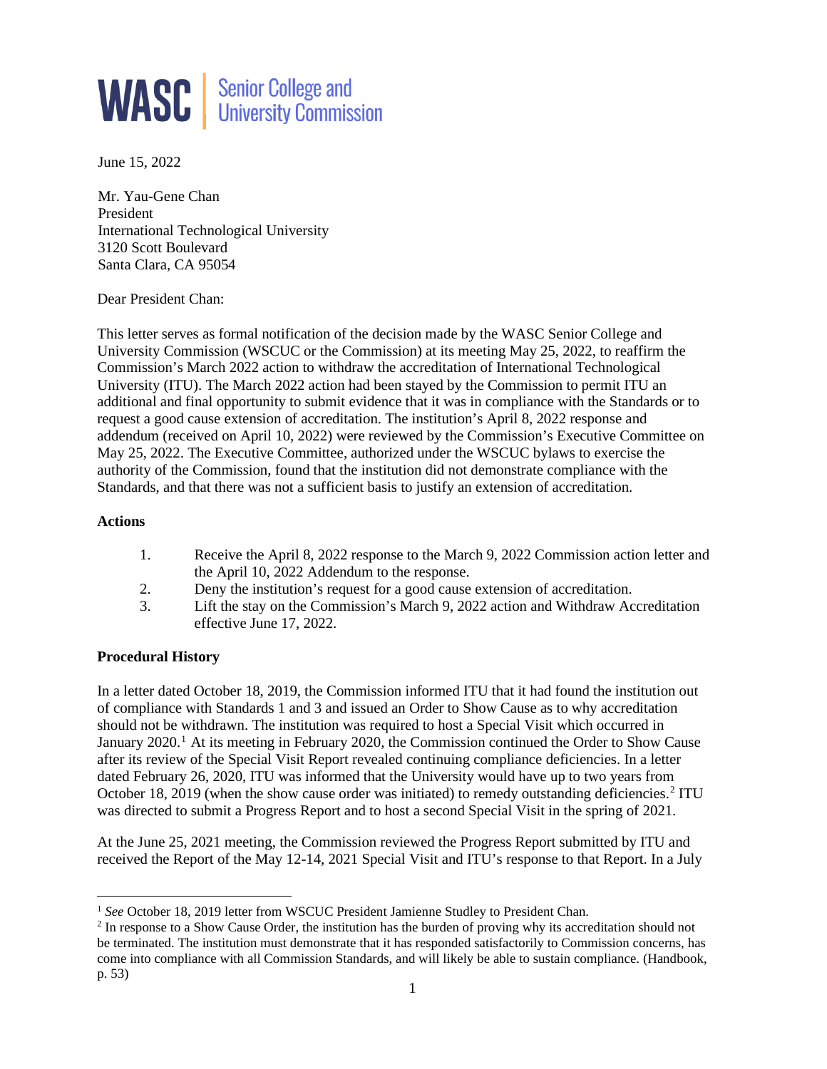**WASC** | Senior College and University Commission

June 15, 2022

Mr. Yau-Gene Chan
President
International Technological University
3120 Scott Boulevard
Santa Clara, CA 95054

Dear President Chan:

This letter serves as formal notification of the decision made by the WASC Senior College and University Commission (WSCUC or the Commission) at its meeting May 25, 2022, to reaffirm the Commission's March 2022 action to withdraw the accreditation of International Technological University (ITU). The March 2022 action had been stayed by the Commission to permit ITU an additional and final opportunity to submit evidence that it was in compliance with the Standards or to request a good cause extension of accreditation. The institution's April 8, 2022 response and addendum (received on April 10, 2022) were reviewed by the Commission's Executive Committee on May 25, 2022. The Executive Committee, authorized under the WSCUC bylaws to exercise the authority of the Commission, found that the institution did not demonstrate compliance with the Standards, and that there was not a sufficient basis to justify an extension of accreditation.

**Actions**

1. Receive the April 8, 2022 response to the March 9, 2022 Commission action letter and the April 10, 2022 Addendum to the response.
2. Deny the institution's request for a good cause extension of accreditation.
3. Lift the stay on the Commission's March 9, 2022 action and Withdraw Accreditation effective June 17, 2022.

**Procedural History**

In a letter dated October 18, 2019, the Commission informed ITU that it had found the institution out of compliance with Standards 1 and 3 and issued an Order to Show Cause as to why accreditation should not be withdrawn. The institution was required to host a Special Visit which occurred in January 2020.[1] At its meeting in February 2020, the Commission continued the Order to Show Cause after its review of the Special Visit Report revealed continuing compliance deficiencies. In a letter dated February 26, 2020, ITU was informed that the University would have up to two years from October 18, 2019 (when the show cause order was initiated) to remedy outstanding deficiencies.[2] ITU was directed to submit a Progress Report and to host a second Special Visit in the spring of 2021.

At the June 25, 2021 meeting, the Commission reviewed the Progress Report submitted by ITU and received the Report of the May 12-14, 2021 Special Visit and ITU's response to that Report. In a July

---

[1] *See* October 18, 2019 letter from WSCUC President Jamienne Studley to President Chan.

[2] In response to a Show Cause Order, the institution has the burden of proving why its accreditation should not be terminated. The institution must demonstrate that it has responded satisfactorily to Commission concerns, has come into compliance with all Commission Standards, and will likely be able to sustain compliance. (Handbook, p. 53)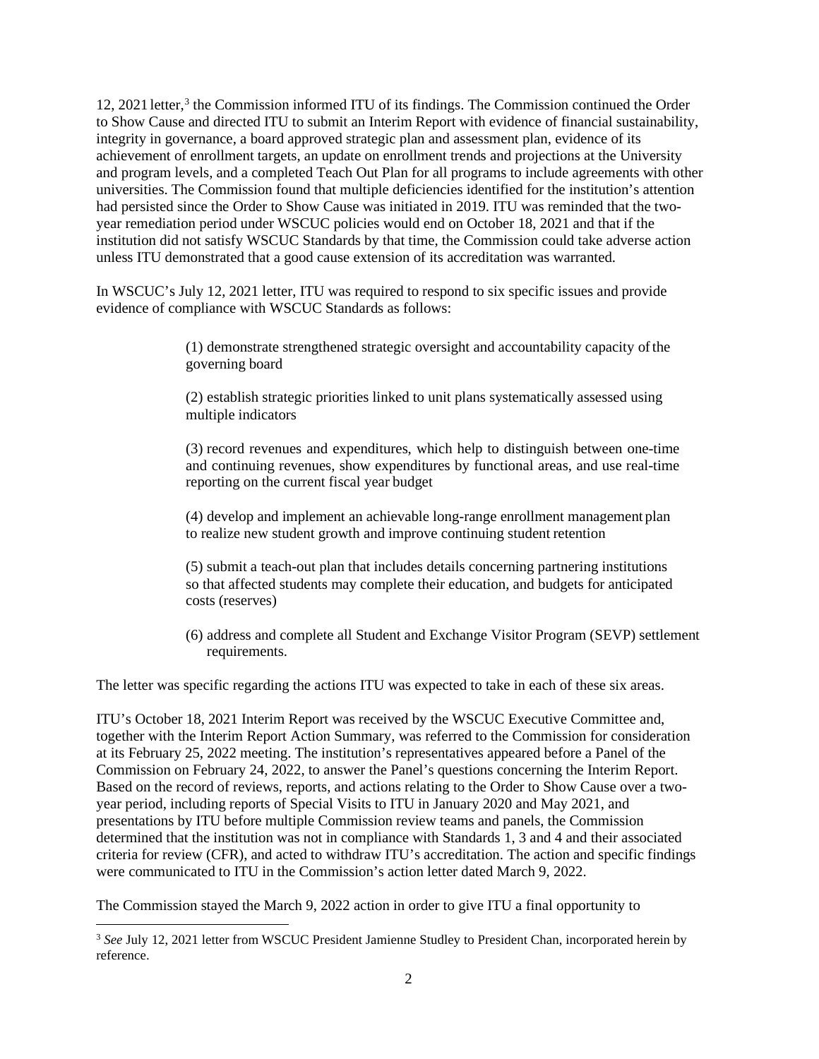12, 2021 letter,[3] the Commission informed ITU of its findings. The Commission continued the Order to Show Cause and directed ITU to submit an Interim Report with evidence of financial sustainability, integrity in governance, a board approved strategic plan and assessment plan, evidence of its achievement of enrollment targets, an update on enrollment trends and projections at the University and program levels, and a completed Teach Out Plan for all programs to include agreements with other universities. The Commission found that multiple deficiencies identified for the institution's attention had persisted since the Order to Show Cause was initiated in 2019. ITU was reminded that the two-year remediation period under WSCUC policies would end on October 18, 2021 and that if the institution did not satisfy WSCUC Standards by that time, the Commission could take adverse action unless ITU demonstrated that a good cause extension of its accreditation was warranted.

In WSCUC's July 12, 2021 letter, ITU was required to respond to six specific issues and provide evidence of compliance with WSCUC Standards as follows:

> (1) demonstrate strengthened strategic oversight and accountability capacity of the governing board
>
> (2) establish strategic priorities linked to unit plans systematically assessed using multiple indicators
>
> (3) record revenues and expenditures, which help to distinguish between one-time and continuing revenues, show expenditures by functional areas, and use real-time reporting on the current fiscal year budget
>
> (4) develop and implement an achievable long-range enrollment management plan to realize new student growth and improve continuing student retention
>
> (5) submit a teach-out plan that includes details concerning partnering institutions so that affected students may complete their education, and budgets for anticipated costs (reserves)
>
> (6) address and complete all Student and Exchange Visitor Program (SEVP) settlement requirements.

The letter was specific regarding the actions ITU was expected to take in each of these six areas.

ITU's October 18, 2021 Interim Report was received by the WSCUC Executive Committee and, together with the Interim Report Action Summary, was referred to the Commission for consideration at its February 25, 2022 meeting. The institution's representatives appeared before a Panel of the Commission on February 24, 2022, to answer the Panel's questions concerning the Interim Report. Based on the record of reviews, reports, and actions relating to the Order to Show Cause over a two-year period, including reports of Special Visits to ITU in January 2020 and May 2021, and presentations by ITU before multiple Commission review teams and panels, the Commission determined that the institution was not in compliance with Standards 1, 3 and 4 and their associated criteria for review (CFR), and acted to withdraw ITU's accreditation. The action and specific findings were communicated to ITU in the Commission's action letter dated March 9, 2022.

The Commission stayed the March 9, 2022 action in order to give ITU a final opportunity to

---

[3] *See* July 12, 2021 letter from WSCUC President Jamienne Studley to President Chan, incorporated herein by reference.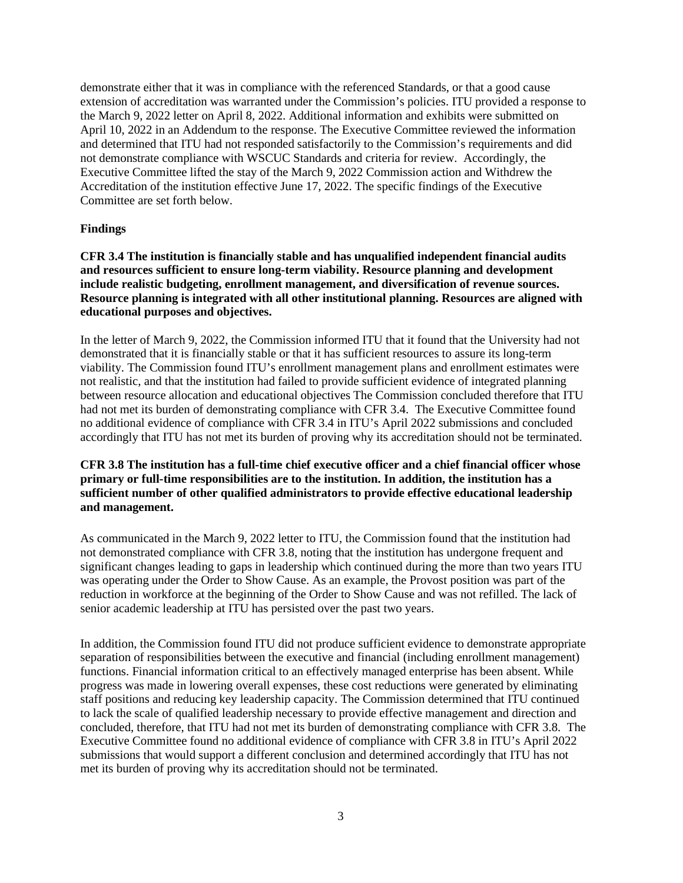demonstrate either that it was in compliance with the referenced Standards, or that a good cause extension of accreditation was warranted under the Commission's policies. ITU provided a response to the March 9, 2022 letter on April 8, 2022. Additional information and exhibits were submitted on April 10, 2022 in an Addendum to the response. The Executive Committee reviewed the information and determined that ITU had not responded satisfactorily to the Commission's requirements and did not demonstrate compliance with WSCUC Standards and criteria for review. Accordingly, the Executive Committee lifted the stay of the March 9, 2022 Commission action and Withdrew the Accreditation of the institution effective June 17, 2022. The specific findings of the Executive Committee are set forth below.

**Findings**

**CFR 3.4 The institution is financially stable and has unqualified independent financial audits and resources sufficient to ensure long-term viability. Resource planning and development include realistic budgeting, enrollment management, and diversification of revenue sources. Resource planning is integrated with all other institutional planning. Resources are aligned with educational purposes and objectives.**

In the letter of March 9, 2022, the Commission informed ITU that it found that the University had not demonstrated that it is financially stable or that it has sufficient resources to assure its long-term viability. The Commission found ITU's enrollment management plans and enrollment estimates were not realistic, and that the institution had failed to provide sufficient evidence of integrated planning between resource allocation and educational objectives The Commission concluded therefore that ITU had not met its burden of demonstrating compliance with CFR 3.4. The Executive Committee found no additional evidence of compliance with CFR 3.4 in ITU's April 2022 submissions and concluded accordingly that ITU has not met its burden of proving why its accreditation should not be terminated.

**CFR 3.8 The institution has a full-time chief executive officer and a chief financial officer whose primary or full-time responsibilities are to the institution. In addition, the institution has a sufficient number of other qualified administrators to provide effective educational leadership and management.**

As communicated in the March 9, 2022 letter to ITU, the Commission found that the institution had not demonstrated compliance with CFR 3.8, noting that the institution has undergone frequent and significant changes leading to gaps in leadership which continued during the more than two years ITU was operating under the Order to Show Cause. As an example, the Provost position was part of the reduction in workforce at the beginning of the Order to Show Cause and was not refilled. The lack of senior academic leadership at ITU has persisted over the past two years.

In addition, the Commission found ITU did not produce sufficient evidence to demonstrate appropriate separation of responsibilities between the executive and financial (including enrollment management) functions. Financial information critical to an effectively managed enterprise has been absent. While progress was made in lowering overall expenses, these cost reductions were generated by eliminating staff positions and reducing key leadership capacity. The Commission determined that ITU continued to lack the scale of qualified leadership necessary to provide effective management and direction and concluded, therefore, that ITU had not met its burden of demonstrating compliance with CFR 3.8. The Executive Committee found no additional evidence of compliance with CFR 3.8 in ITU's April 2022 submissions that would support a different conclusion and determined accordingly that ITU has not met its burden of proving why its accreditation should not be terminated.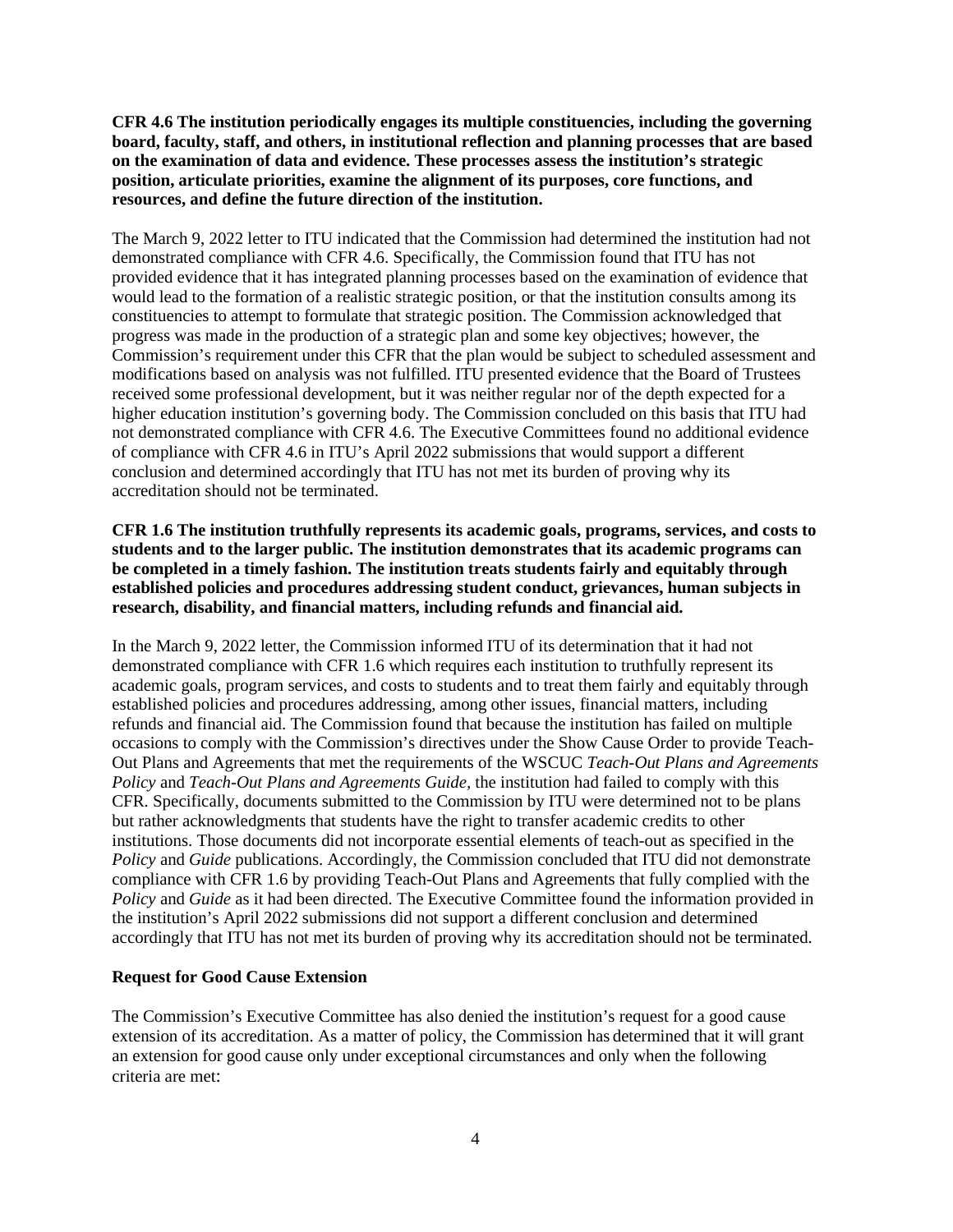**CFR 4.6 The institution periodically engages its multiple constituencies, including the governing board, faculty, staff, and others, in institutional reflection and planning processes that are based on the examination of data and evidence. These processes assess the institution's strategic position, articulate priorities, examine the alignment of its purposes, core functions, and resources, and define the future direction of the institution.**

The March 9, 2022 letter to ITU indicated that the Commission had determined the institution had not demonstrated compliance with CFR 4.6. Specifically, the Commission found that ITU has not provided evidence that it has integrated planning processes based on the examination of evidence that would lead to the formation of a realistic strategic position, or that the institution consults among its constituencies to attempt to formulate that strategic position. The Commission acknowledged that progress was made in the production of a strategic plan and some key objectives; however, the Commission's requirement under this CFR that the plan would be subject to scheduled assessment and modifications based on analysis was not fulfilled. ITU presented evidence that the Board of Trustees received some professional development, but it was neither regular nor of the depth expected for a higher education institution's governing body. The Commission concluded on this basis that ITU had not demonstrated compliance with CFR 4.6. The Executive Committees found no additional evidence of compliance with CFR 4.6 in ITU's April 2022 submissions that would support a different conclusion and determined accordingly that ITU has not met its burden of proving why its accreditation should not be terminated.

**CFR 1.6 The institution truthfully represents its academic goals, programs, services, and costs to students and to the larger public. The institution demonstrates that its academic programs can be completed in a timely fashion. The institution treats students fairly and equitably through established policies and procedures addressing student conduct, grievances, human subjects in research, disability, and financial matters, including refunds and financial aid.**

In the March 9, 2022 letter, the Commission informed ITU of its determination that it had not demonstrated compliance with CFR 1.6 which requires each institution to truthfully represent its academic goals, program services, and costs to students and to treat them fairly and equitably through established policies and procedures addressing, among other issues, financial matters, including refunds and financial aid. The Commission found that because the institution has failed on multiple occasions to comply with the Commission's directives under the Show Cause Order to provide Teach-Out Plans and Agreements that met the requirements of the WSCUC *Teach-Out Plans and Agreements Policy* and *Teach-Out Plans and Agreements Guide*, the institution had failed to comply with this CFR. Specifically, documents submitted to the Commission by ITU were determined not to be plans but rather acknowledgments that students have the right to transfer academic credits to other institutions. Those documents did not incorporate essential elements of teach-out as specified in the *Policy* and *Guide* publications. Accordingly, the Commission concluded that ITU did not demonstrate compliance with CFR 1.6 by providing Teach-Out Plans and Agreements that fully complied with the *Policy* and *Guide* as it had been directed. The Executive Committee found the information provided in the institution's April 2022 submissions did not support a different conclusion and determined accordingly that ITU has not met its burden of proving why its accreditation should not be terminated.

**Request for Good Cause Extension**

The Commission's Executive Committee has also denied the institution's request for a good cause extension of its accreditation. As a matter of policy, the Commission has determined that it will grant an extension for good cause only under exceptional circumstances and only when the following criteria are met: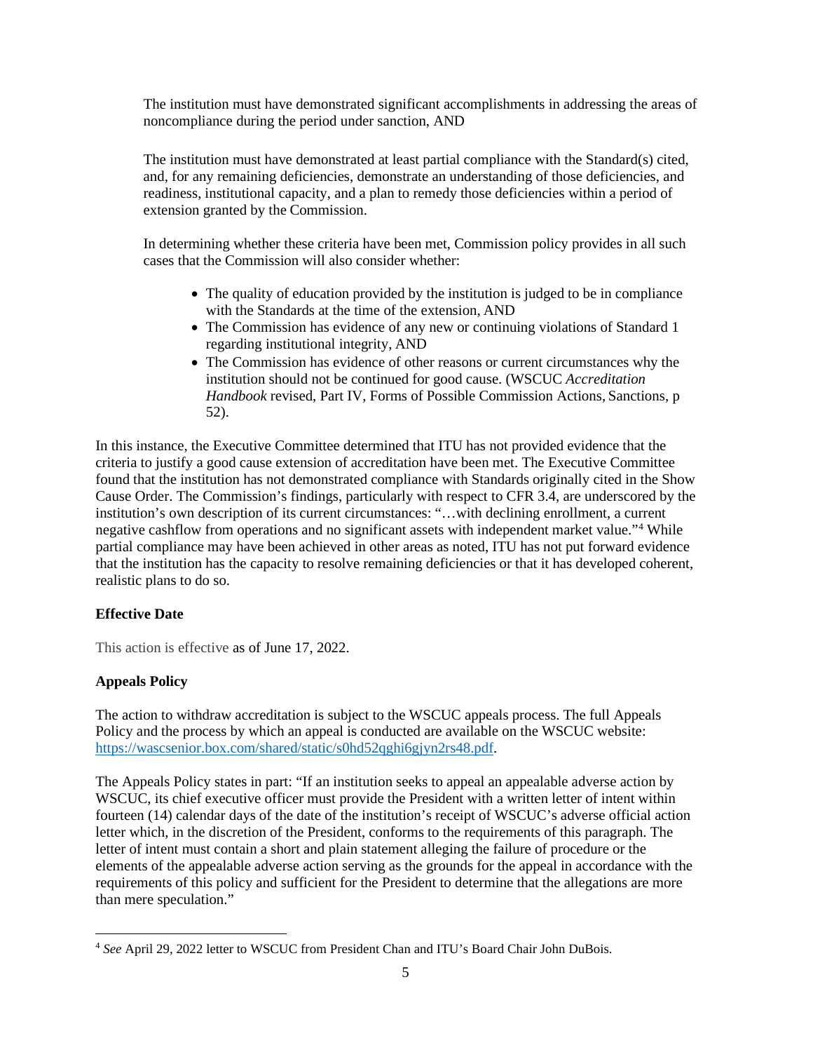The institution must have demonstrated significant accomplishments in addressing the areas of noncompliance during the period under sanction, AND

The institution must have demonstrated at least partial compliance with the Standard(s) cited, and, for any remaining deficiencies, demonstrate an understanding of those deficiencies, and readiness, institutional capacity, and a plan to remedy those deficiencies within a period of extension granted by the Commission.

In determining whether these criteria have been met, Commission policy provides in all such cases that the Commission will also consider whether:

- The quality of education provided by the institution is judged to be in compliance with the Standards at the time of the extension, AND
- The Commission has evidence of any new or continuing violations of Standard 1 regarding institutional integrity, AND
- The Commission has evidence of other reasons or current circumstances why the institution should not be continued for good cause. (WSCUC *Accreditation Handbook* revised, Part IV, Forms of Possible Commission Actions, Sanctions, p 52).

In this instance, the Executive Committee determined that ITU has not provided evidence that the criteria to justify a good cause extension of accreditation have been met. The Executive Committee found that the institution has not demonstrated compliance with Standards originally cited in the Show Cause Order. The Commission's findings, particularly with respect to CFR 3.4, are underscored by the institution's own description of its current circumstances: "…with declining enrollment, a current negative cashflow from operations and no significant assets with independent market value."[4] While partial compliance may have been achieved in other areas as noted, ITU has not put forward evidence that the institution has the capacity to resolve remaining deficiencies or that it has developed coherent, realistic plans to do so.

**Effective Date**

This action is effective as of June 17, 2022.

**Appeals Policy**

The action to withdraw accreditation is subject to the WSCUC appeals process. The full Appeals Policy and the process by which an appeal is conducted are available on the WSCUC website: https://wascsenior.box.com/shared/static/s0hd52qghi6gjyn2rs48.pdf.

The Appeals Policy states in part: "If an institution seeks to appeal an appealable adverse action by WSCUC, its chief executive officer must provide the President with a written letter of intent within fourteen (14) calendar days of the date of the institution's receipt of WSCUC's adverse official action letter which, in the discretion of the President, conforms to the requirements of this paragraph. The letter of intent must contain a short and plain statement alleging the failure of procedure or the elements of the appealable adverse action serving as the grounds for the appeal in accordance with the requirements of this policy and sufficient for the President to determine that the allegations are more than mere speculation."

---

[4] *See* April 29, 2022 letter to WSCUC from President Chan and ITU's Board Chair John DuBois.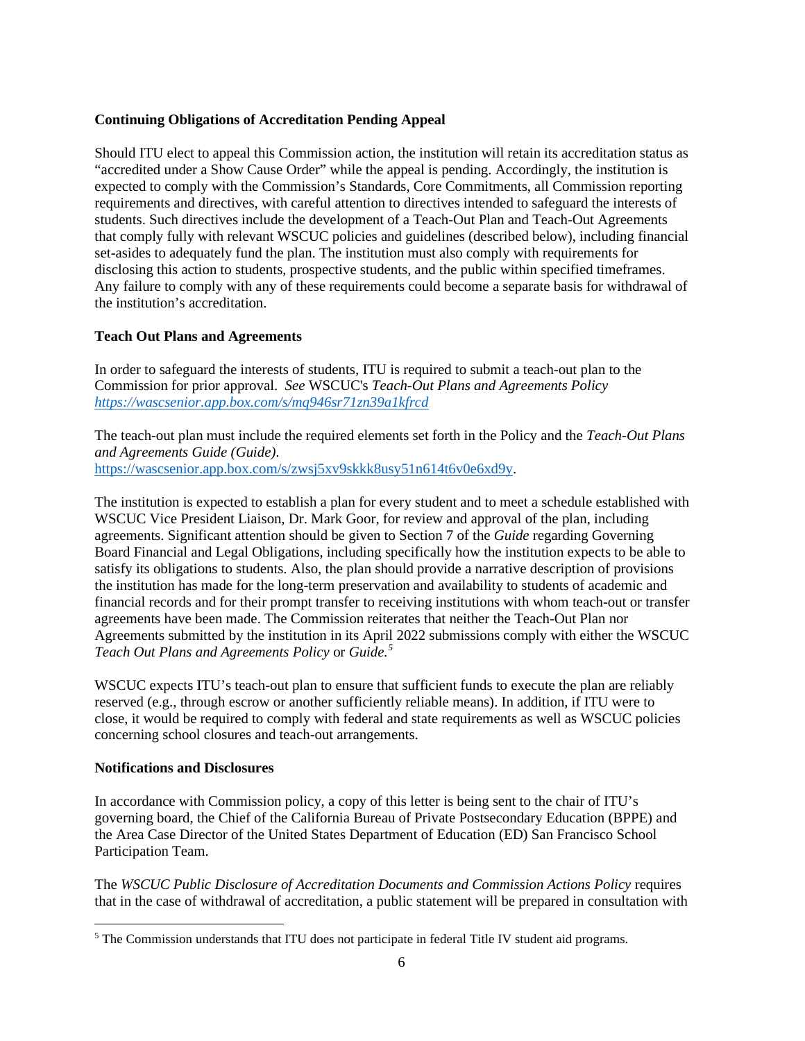**Continuing Obligations of Accreditation Pending Appeal**

Should ITU elect to appeal this Commission action, the institution will retain its accreditation status as "accredited under a Show Cause Order" while the appeal is pending. Accordingly, the institution is expected to comply with the Commission's Standards, Core Commitments, all Commission reporting requirements and directives, with careful attention to directives intended to safeguard the interests of students. Such directives include the development of a Teach-Out Plan and Teach-Out Agreements that comply fully with relevant WSCUC policies and guidelines (described below), including financial set-asides to adequately fund the plan. The institution must also comply with requirements for disclosing this action to students, prospective students, and the public within specified timeframes. Any failure to comply with any of these requirements could become a separate basis for withdrawal of the institution's accreditation.

**Teach Out Plans and Agreements**

In order to safeguard the interests of students, ITU is required to submit a teach-out plan to the Commission for prior approval. *See* WSCUC's *Teach-Out Plans and Agreements Policy* *https://wascsenior.app.box.com/s/mq946sr71zn39a1kfrcd*

The teach-out plan must include the required elements set forth in the Policy and the *Teach-Out Plans and Agreements Guide (Guide)*. https://wascsenior.app.box.com/s/zwsj5xv9skkk8usy51n614t6v0e6xd9y.

The institution is expected to establish a plan for every student and to meet a schedule established with WSCUC Vice President Liaison, Dr. Mark Goor, for review and approval of the plan, including agreements. Significant attention should be given to Section 7 of the *Guide* regarding Governing Board Financial and Legal Obligations, including specifically how the institution expects to be able to satisfy its obligations to students. Also, the plan should provide a narrative description of provisions the institution has made for the long-term preservation and availability to students of academic and financial records and for their prompt transfer to receiving institutions with whom teach-out or transfer agreements have been made. The Commission reiterates that neither the Teach-Out Plan nor Agreements submitted by the institution in its April 2022 submissions comply with either the WSCUC *Teach Out Plans and Agreements Policy* or *Guide.*[5]

WSCUC expects ITU's teach-out plan to ensure that sufficient funds to execute the plan are reliably reserved (e.g., through escrow or another sufficiently reliable means). In addition, if ITU were to close, it would be required to comply with federal and state requirements as well as WSCUC policies concerning school closures and teach-out arrangements.

**Notifications and Disclosures**

In accordance with Commission policy, a copy of this letter is being sent to the chair of ITU's governing board, the Chief of the California Bureau of Private Postsecondary Education (BPPE) and the Area Case Director of the United States Department of Education (ED) San Francisco School Participation Team.

The *WSCUC Public Disclosure of Accreditation Documents and Commission Actions Policy* requires that in the case of withdrawal of accreditation, a public statement will be prepared in consultation with

[5] The Commission understands that ITU does not participate in federal Title IV student aid programs.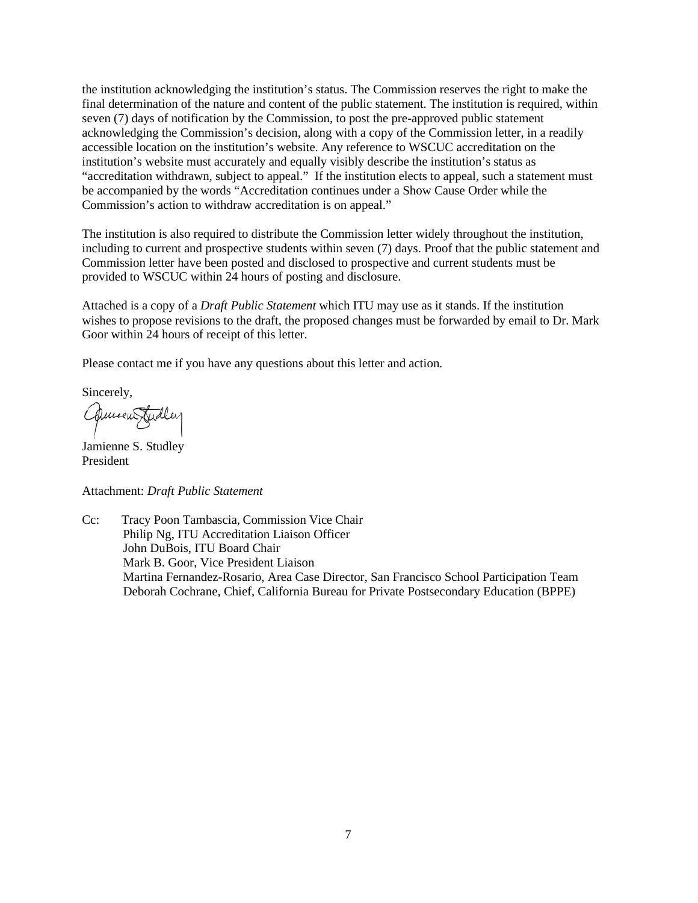the institution acknowledging the institution's status. The Commission reserves the right to make the final determination of the nature and content of the public statement. The institution is required, within seven (7) days of notification by the Commission, to post the pre-approved public statement acknowledging the Commission's decision, along with a copy of the Commission letter, in a readily accessible location on the institution's website. Any reference to WSCUC accreditation on the institution's website must accurately and equally visibly describe the institution's status as "accreditation withdrawn, subject to appeal." If the institution elects to appeal, such a statement must be accompanied by the words "Accreditation continues under a Show Cause Order while the Commission's action to withdraw accreditation is on appeal."

The institution is also required to distribute the Commission letter widely throughout the institution, including to current and prospective students within seven (7) days. Proof that the public statement and Commission letter have been posted and disclosed to prospective and current students must be provided to WSCUC within 24 hours of posting and disclosure.

Attached is a copy of a *Draft Public Statement* which ITU may use as it stands. If the institution wishes to propose revisions to the draft, the proposed changes must be forwarded by email to Dr. Mark Goor within 24 hours of receipt of this letter.

Please contact me if you have any questions about this letter and action.

Sincerely,

Jamienne S. Studley
President

Attachment: *Draft Public Statement*

Cc: Tracy Poon Tambascia, Commission Vice Chair
Philip Ng, ITU Accreditation Liaison Officer
John DuBois, ITU Board Chair
Mark B. Goor, Vice President Liaison
Martina Fernandez-Rosario, Area Case Director, San Francisco School Participation Team
Deborah Cochrane, Chief, California Bureau for Private Postsecondary Education (BPPE)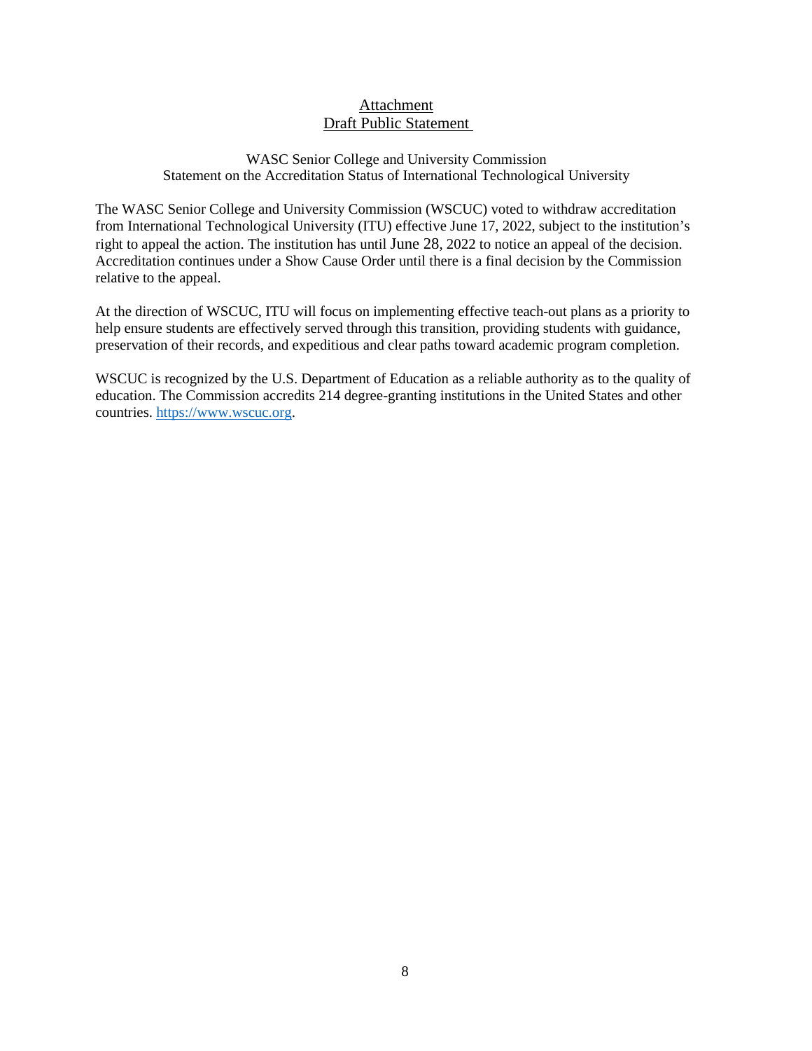<u>Attachment</u>
<u>Draft Public Statement</u>

WASC Senior College and University Commission
Statement on the Accreditation Status of International Technological University

The WASC Senior College and University Commission (WSCUC) voted to withdraw accreditation from International Technological University (ITU) effective June 17, 2022, subject to the institution's right to appeal the action. The institution has until June 28, 2022 to notice an appeal of the decision. Accreditation continues under a Show Cause Order until there is a final decision by the Commission relative to the appeal.

At the direction of WSCUC, ITU will focus on implementing effective teach-out plans as a priority to help ensure students are effectively served through this transition, providing students with guidance, preservation of their records, and expeditious and clear paths toward academic program completion.

WSCUC is recognized by the U.S. Department of Education as a reliable authority as to the quality of education. The Commission accredits 214 degree-granting institutions in the United States and other countries. [https://www.wscuc.org](https://www.wscuc.org).